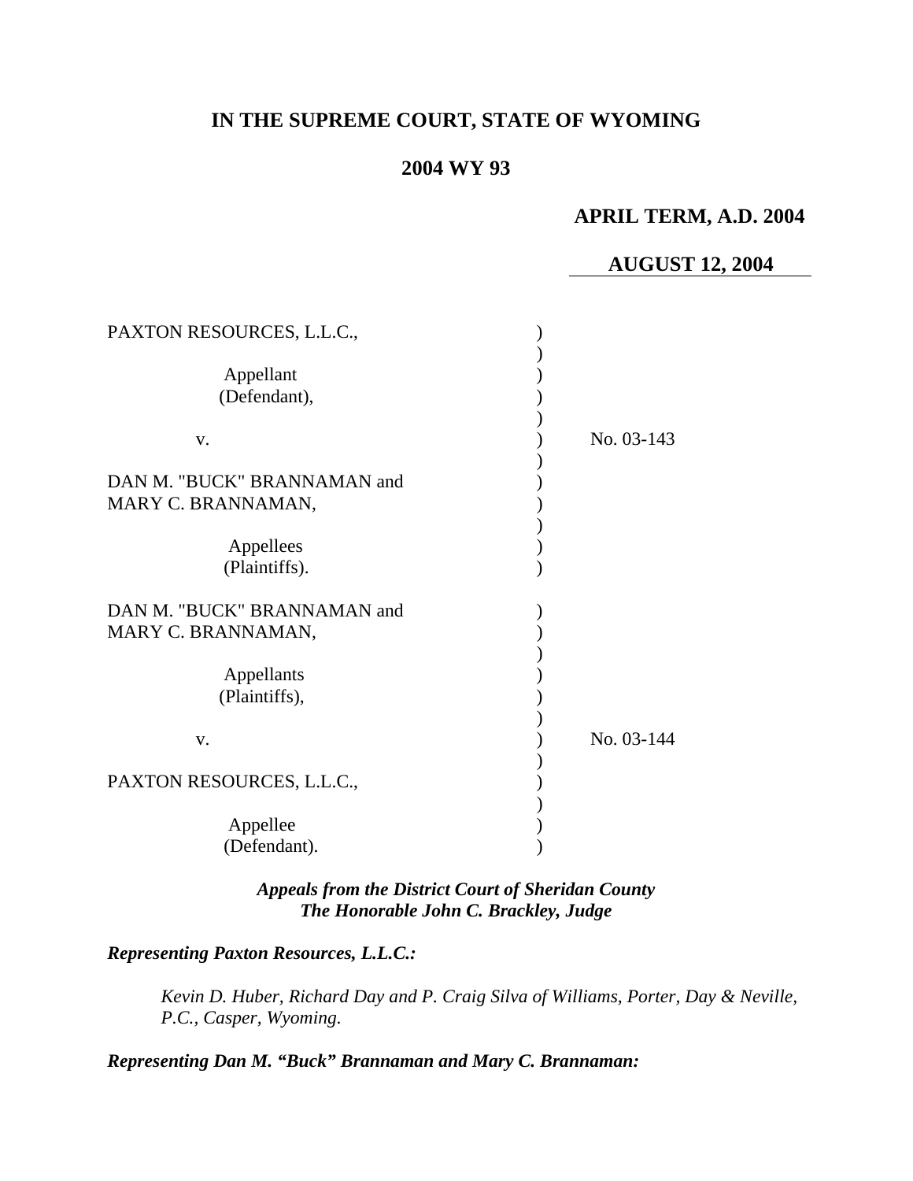**IN THE SUPREME COURT, STATE OF WYOMING**

**2004 WY 93**

**APRIL TERM, A.D. 2004**

**AUGUST 12, 2004**

PAXTON RESOURCES, L.L.C.,

Appellant
(Defendant),

v.

DAN M. "BUCK" BRANNAMAN and
MARY C. BRANNAMAN,

Appellees
(Plaintiffs).

No. 03-143

DAN M. "BUCK" BRANNAMAN and
MARY C. BRANNAMAN,

Appellants
(Plaintiffs),

v.

PAXTON RESOURCES, L.L.C.,

Appellee
(Defendant).

No. 03-144

***Appeals from the District Court of Sheridan County***
***The Honorable John C. Brackley, Judge***

***Representing Paxton Resources, L.L.C.:***

*Kevin D. Huber, Richard Day and P. Craig Silva of Williams, Porter, Day & Neville, P.C., Casper, Wyoming.*

***Representing Dan M. "Buck" Brannaman and Mary C. Brannaman:***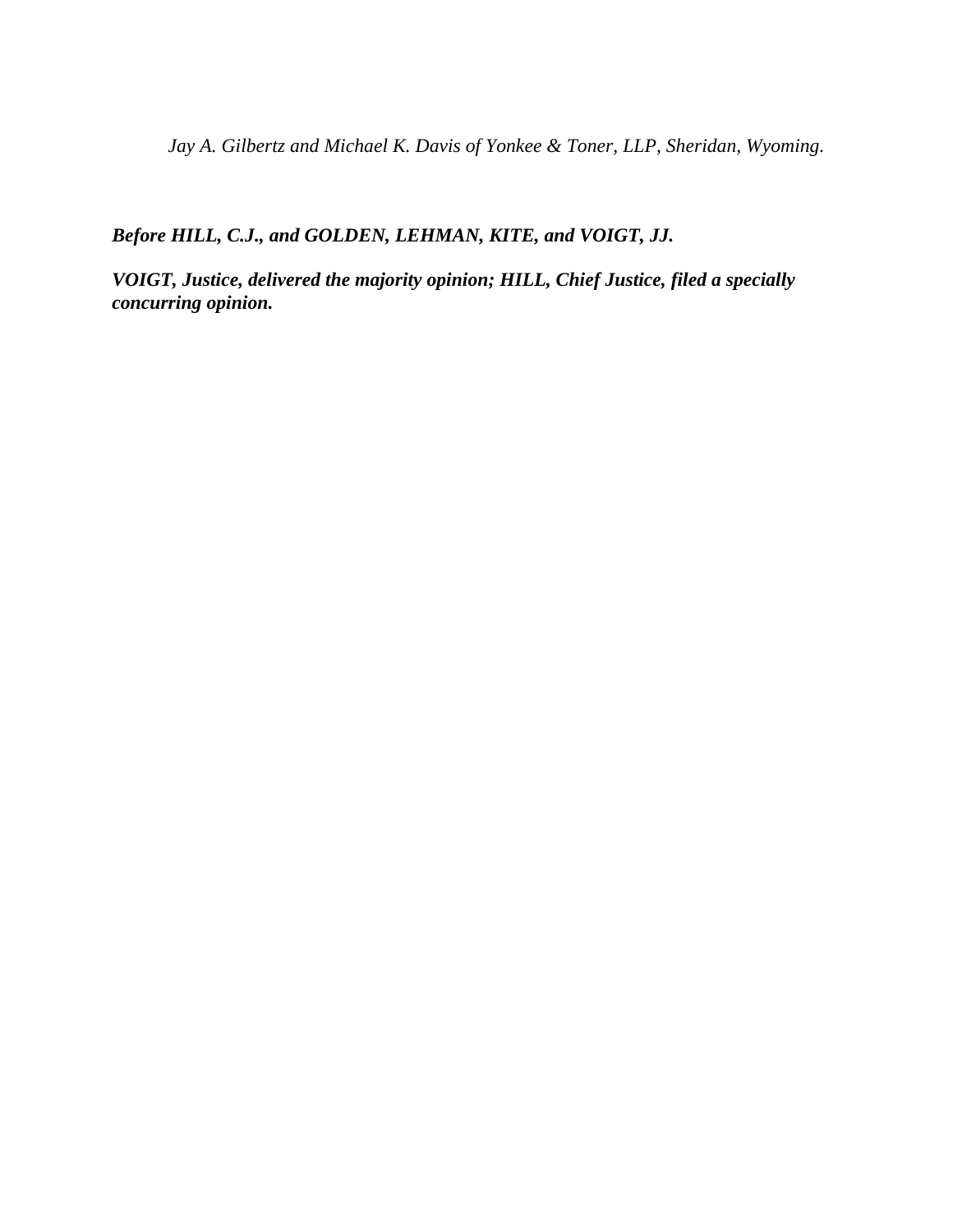*Jay A. Gilbertz and Michael K. Davis of Yonkee & Toner, LLP, Sheridan, Wyoming.*

***Before HILL, C.J., and GOLDEN, LEHMAN, KITE, and VOIGT, JJ.***

***VOIGT, Justice, delivered the majority opinion; HILL, Chief Justice, filed a specially concurring opinion.***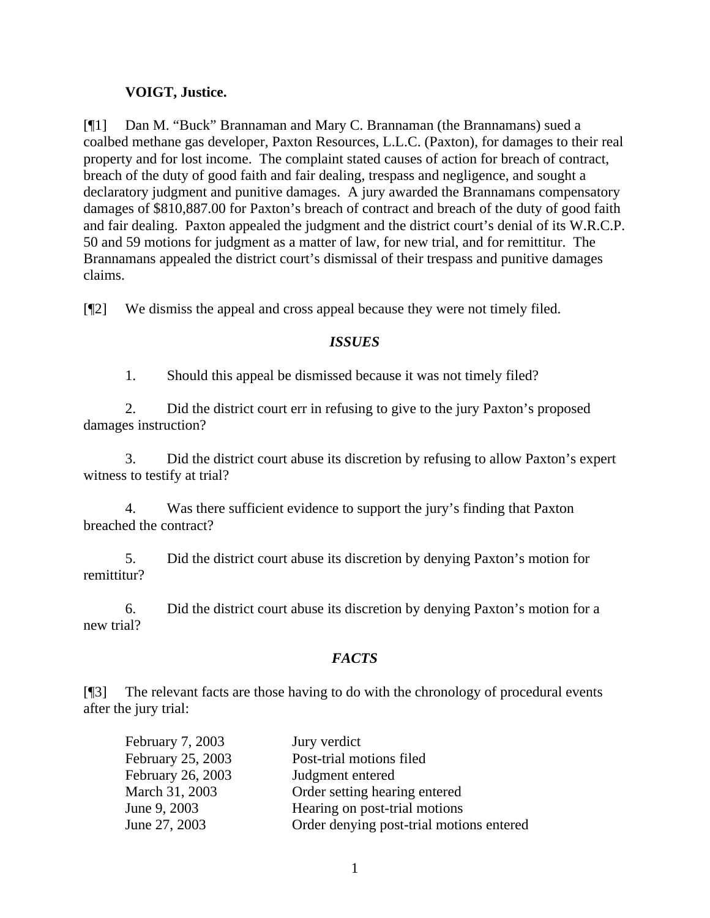**VOIGT, Justice.**

[¶1] Dan M. "Buck" Brannaman and Mary C. Brannaman (the Brannamans) sued a coalbed methane gas developer, Paxton Resources, L.L.C. (Paxton), for damages to their real property and for lost income. The complaint stated causes of action for breach of contract, breach of the duty of good faith and fair dealing, trespass and negligence, and sought a declaratory judgment and punitive damages. A jury awarded the Brannamans compensatory damages of $810,887.00 for Paxton's breach of contract and breach of the duty of good faith and fair dealing. Paxton appealed the judgment and the district court's denial of its W.R.C.P. 50 and 59 motions for judgment as a matter of law, for new trial, and for remittitur. The Brannamans appealed the district court's dismissal of their trespass and punitive damages claims.

[¶2] We dismiss the appeal and cross appeal because they were not timely filed.

## *ISSUES*

1. Should this appeal be dismissed because it was not timely filed?

2. Did the district court err in refusing to give to the jury Paxton's proposed damages instruction?

3. Did the district court abuse its discretion by refusing to allow Paxton's expert witness to testify at trial?

4. Was there sufficient evidence to support the jury's finding that Paxton breached the contract?

5. Did the district court abuse its discretion by denying Paxton's motion for remittitur?

6. Did the district court abuse its discretion by denying Paxton's motion for a new trial?

## *FACTS*

[¶3] The relevant facts are those having to do with the chronology of procedural events after the jury trial:

| | |
|---|---|
| February 7, 2003 | Jury verdict |
| February 25, 2003 | Post-trial motions filed |
| February 26, 2003 | Judgment entered |
| March 31, 2003 | Order setting hearing entered |
| June 9, 2003 | Hearing on post-trial motions |
| June 27, 2003 | Order denying post-trial motions entered |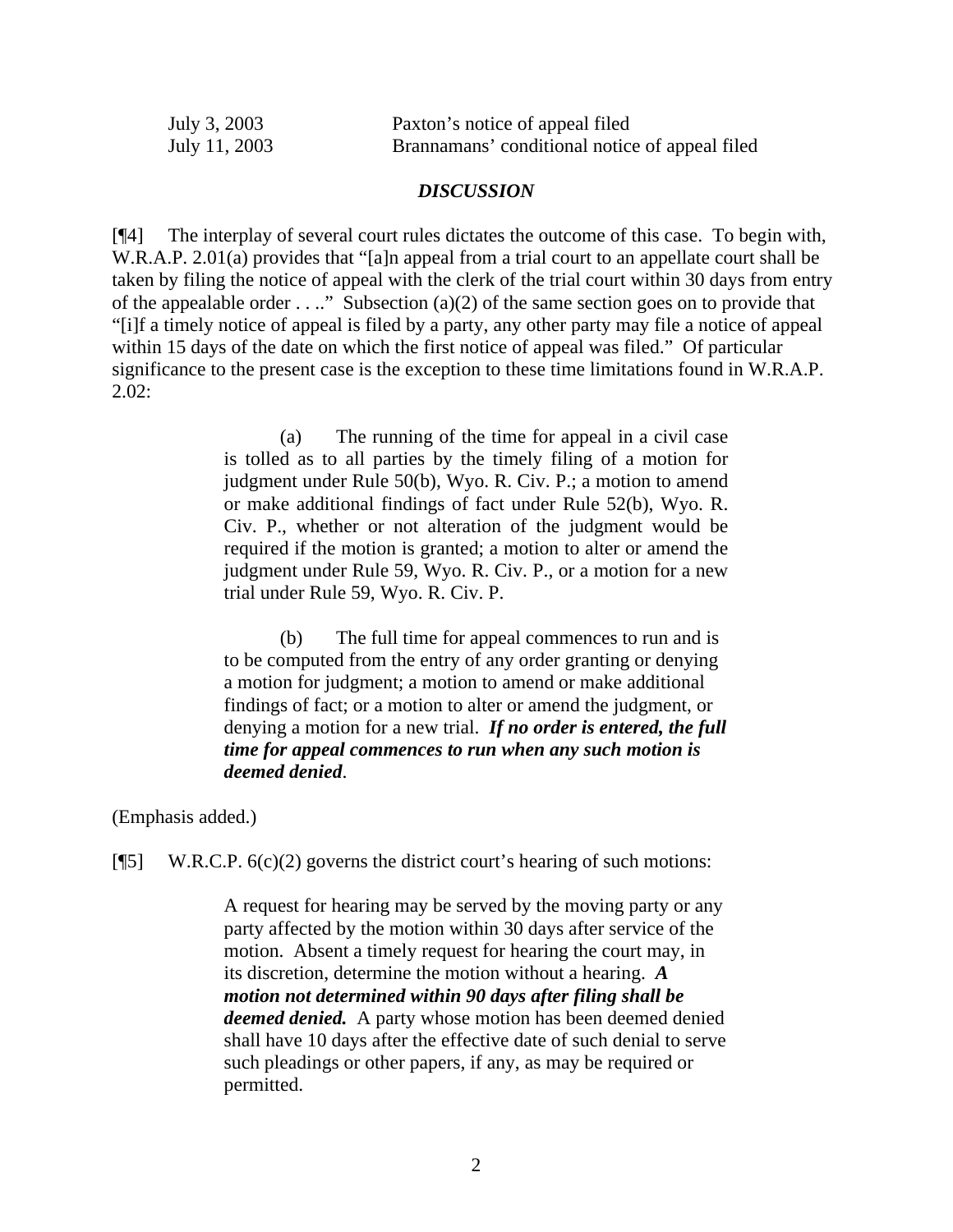| | |
|---|---|
| July 3, 2003 | Paxton's notice of appeal filed |
| July 11, 2003 | Brannamans' conditional notice of appeal filed |

## *DISCUSSION*

[¶4] The interplay of several court rules dictates the outcome of this case. To begin with, W.R.A.P. 2.01(a) provides that "[a]n appeal from a trial court to an appellate court shall be taken by filing the notice of appeal with the clerk of the trial court within 30 days from entry of the appealable order . . .." Subsection (a)(2) of the same section goes on to provide that "[i]f a timely notice of appeal is filed by a party, any other party may file a notice of appeal within 15 days of the date on which the first notice of appeal was filed." Of particular significance to the present case is the exception to these time limitations found in W.R.A.P. 2.02:

> (a) The running of the time for appeal in a civil case is tolled as to all parties by the timely filing of a motion for judgment under Rule 50(b), Wyo. R. Civ. P.; a motion to amend or make additional findings of fact under Rule 52(b), Wyo. R. Civ. P., whether or not alteration of the judgment would be required if the motion is granted; a motion to alter or amend the judgment under Rule 59, Wyo. R. Civ. P., or a motion for a new trial under Rule 59, Wyo. R. Civ. P.
>
> (b) The full time for appeal commences to run and is to be computed from the entry of any order granting or denying a motion for judgment; a motion to amend or make additional findings of fact; or a motion to alter or amend the judgment, or denying a motion for a new trial. ***If no order is entered, the full time for appeal commences to run when any such motion is deemed denied***.

(Emphasis added.)

[¶5] W.R.C.P. 6(c)(2) governs the district court's hearing of such motions:

> A request for hearing may be served by the moving party or any party affected by the motion within 30 days after service of the motion. Absent a timely request for hearing the court may, in its discretion, determine the motion without a hearing. ***A motion not determined within 90 days after filing shall be deemed denied.*** A party whose motion has been deemed denied shall have 10 days after the effective date of such denial to serve such pleadings or other papers, if any, as may be required or permitted.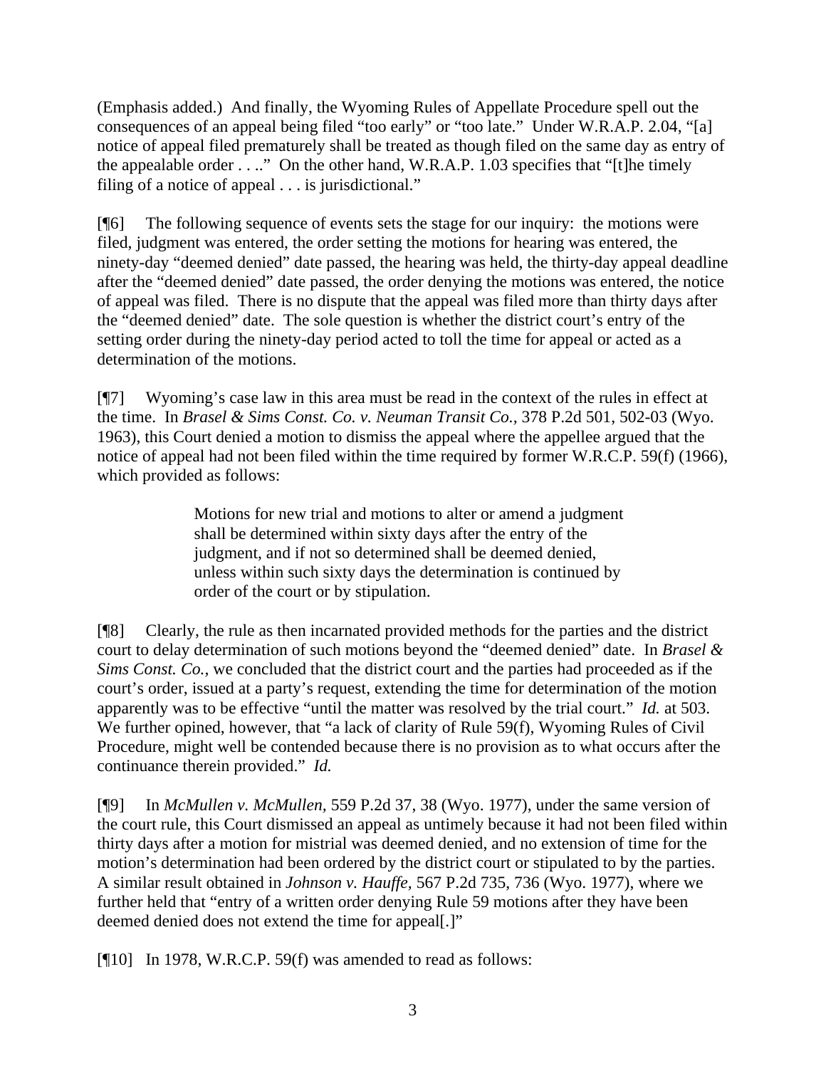(Emphasis added.) And finally, the Wyoming Rules of Appellate Procedure spell out the consequences of an appeal being filed "too early" or "too late." Under W.R.A.P. 2.04, "[a] notice of appeal filed prematurely shall be treated as though filed on the same day as entry of the appealable order . . .." On the other hand, W.R.A.P. 1.03 specifies that "[t]he timely filing of a notice of appeal . . . is jurisdictional."

[¶6] The following sequence of events sets the stage for our inquiry: the motions were filed, judgment was entered, the order setting the motions for hearing was entered, the ninety-day "deemed denied" date passed, the hearing was held, the thirty-day appeal deadline after the "deemed denied" date passed, the order denying the motions was entered, the notice of appeal was filed. There is no dispute that the appeal was filed more than thirty days after the "deemed denied" date. The sole question is whether the district court's entry of the setting order during the ninety-day period acted to toll the time for appeal or acted as a determination of the motions.

[¶7] Wyoming's case law in this area must be read in the context of the rules in effect at the time. In *Brasel & Sims Const. Co. v. Neuman Transit Co.*, 378 P.2d 501, 502-03 (Wyo. 1963), this Court denied a motion to dismiss the appeal where the appellee argued that the notice of appeal had not been filed within the time required by former W.R.C.P. 59(f) (1966), which provided as follows:

> Motions for new trial and motions to alter or amend a judgment shall be determined within sixty days after the entry of the judgment, and if not so determined shall be deemed denied, unless within such sixty days the determination is continued by order of the court or by stipulation.

[¶8] Clearly, the rule as then incarnated provided methods for the parties and the district court to delay determination of such motions beyond the "deemed denied" date. In *Brasel & Sims Const. Co.*, we concluded that the district court and the parties had proceeded as if the court's order, issued at a party's request, extending the time for determination of the motion apparently was to be effective "until the matter was resolved by the trial court." *Id.* at 503. We further opined, however, that "a lack of clarity of Rule 59(f), Wyoming Rules of Civil Procedure, might well be contended because there is no provision as to what occurs after the continuance therein provided." *Id.*

[¶9] In *McMullen v. McMullen*, 559 P.2d 37, 38 (Wyo. 1977), under the same version of the court rule, this Court dismissed an appeal as untimely because it had not been filed within thirty days after a motion for mistrial was deemed denied, and no extension of time for the motion's determination had been ordered by the district court or stipulated to by the parties. A similar result obtained in *Johnson v. Hauffe*, 567 P.2d 735, 736 (Wyo. 1977), where we further held that "entry of a written order denying Rule 59 motions after they have been deemed denied does not extend the time for appeal[.]"

[¶10] In 1978, W.R.C.P. 59(f) was amended to read as follows: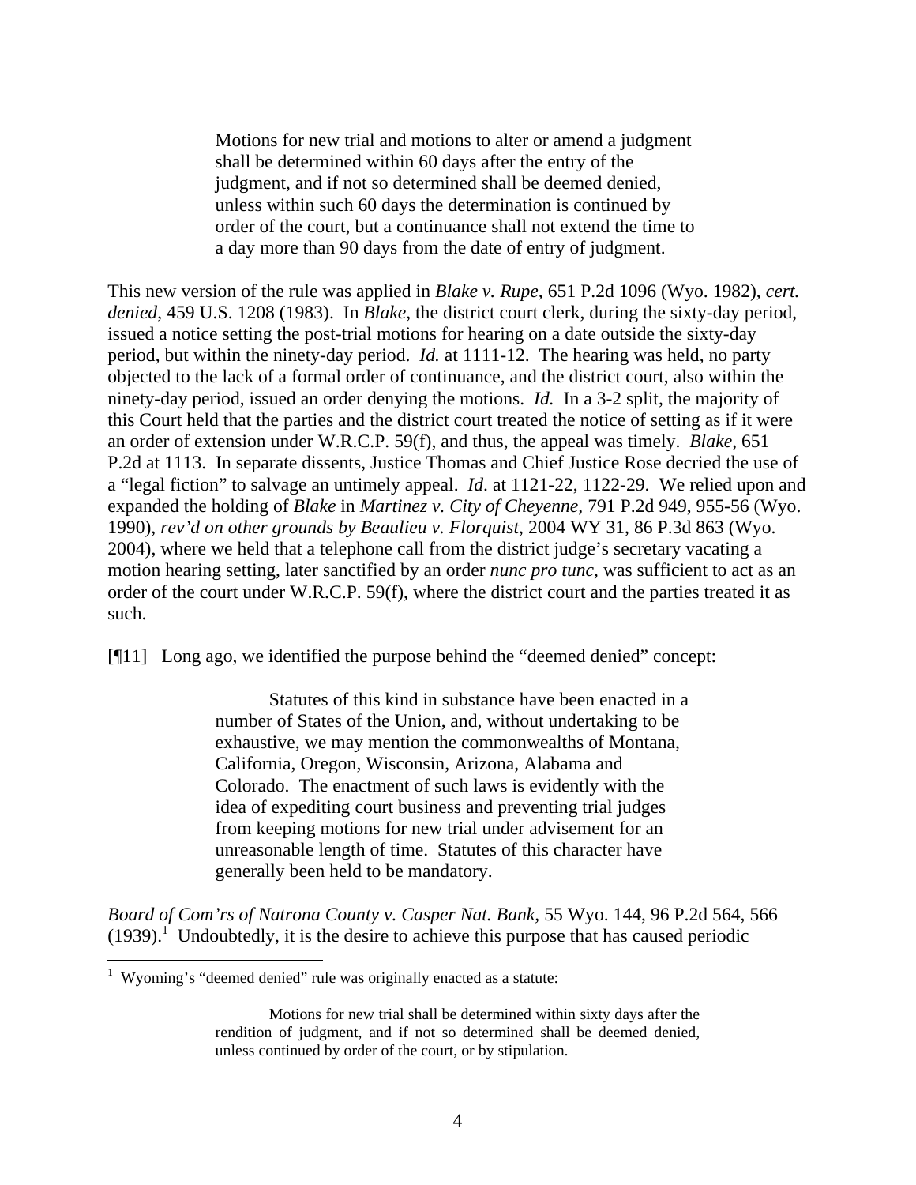> Motions for new trial and motions to alter or amend a judgment shall be determined within 60 days after the entry of the judgment, and if not so determined shall be deemed denied, unless within such 60 days the determination is continued by order of the court, but a continuance shall not extend the time to a day more than 90 days from the date of entry of judgment.

This new version of the rule was applied in *Blake v. Rupe*, 651 P.2d 1096 (Wyo. 1982), *cert. denied*, 459 U.S. 1208 (1983). In *Blake*, the district court clerk, during the sixty-day period, issued a notice setting the post-trial motions for hearing on a date outside the sixty-day period, but within the ninety-day period. *Id.* at 1111-12. The hearing was held, no party objected to the lack of a formal order of continuance, and the district court, also within the ninety-day period, issued an order denying the motions. *Id.* In a 3-2 split, the majority of this Court held that the parties and the district court treated the notice of setting as if it were an order of extension under W.R.C.P. 59(f), and thus, the appeal was timely. *Blake*, 651 P.2d at 1113. In separate dissents, Justice Thomas and Chief Justice Rose decried the use of a "legal fiction" to salvage an untimely appeal. *Id*. at 1121-22, 1122-29. We relied upon and expanded the holding of *Blake* in *Martinez v. City of Cheyenne,* 791 P.2d 949, 955-56 (Wyo. 1990), *rev'd on other grounds by Beaulieu v. Florquist*, 2004 WY 31, 86 P.3d 863 (Wyo. 2004), where we held that a telephone call from the district judge's secretary vacating a motion hearing setting, later sanctified by an order *nunc pro tunc*, was sufficient to act as an order of the court under W.R.C.P. 59(f), where the district court and the parties treated it as such.

[¶11] Long ago, we identified the purpose behind the "deemed denied" concept:

> Statutes of this kind in substance have been enacted in a number of States of the Union, and, without undertaking to be exhaustive, we may mention the commonwealths of Montana, California, Oregon, Wisconsin, Arizona, Alabama and Colorado. The enactment of such laws is evidently with the idea of expediting court business and preventing trial judges from keeping motions for new trial under advisement for an unreasonable length of time. Statutes of this character have generally been held to be mandatory.

*Board of Com'rs of Natrona County v. Casper Nat. Bank,* 55 Wyo. 144, 96 P.2d 564, 566 (1939).[1] Undoubtedly, it is the desire to achieve this purpose that has caused periodic

[1] Wyoming's "deemed denied" rule was originally enacted as a statute:

> Motions for new trial shall be determined within sixty days after the rendition of judgment, and if not so determined shall be deemed denied, unless continued by order of the court, or by stipulation.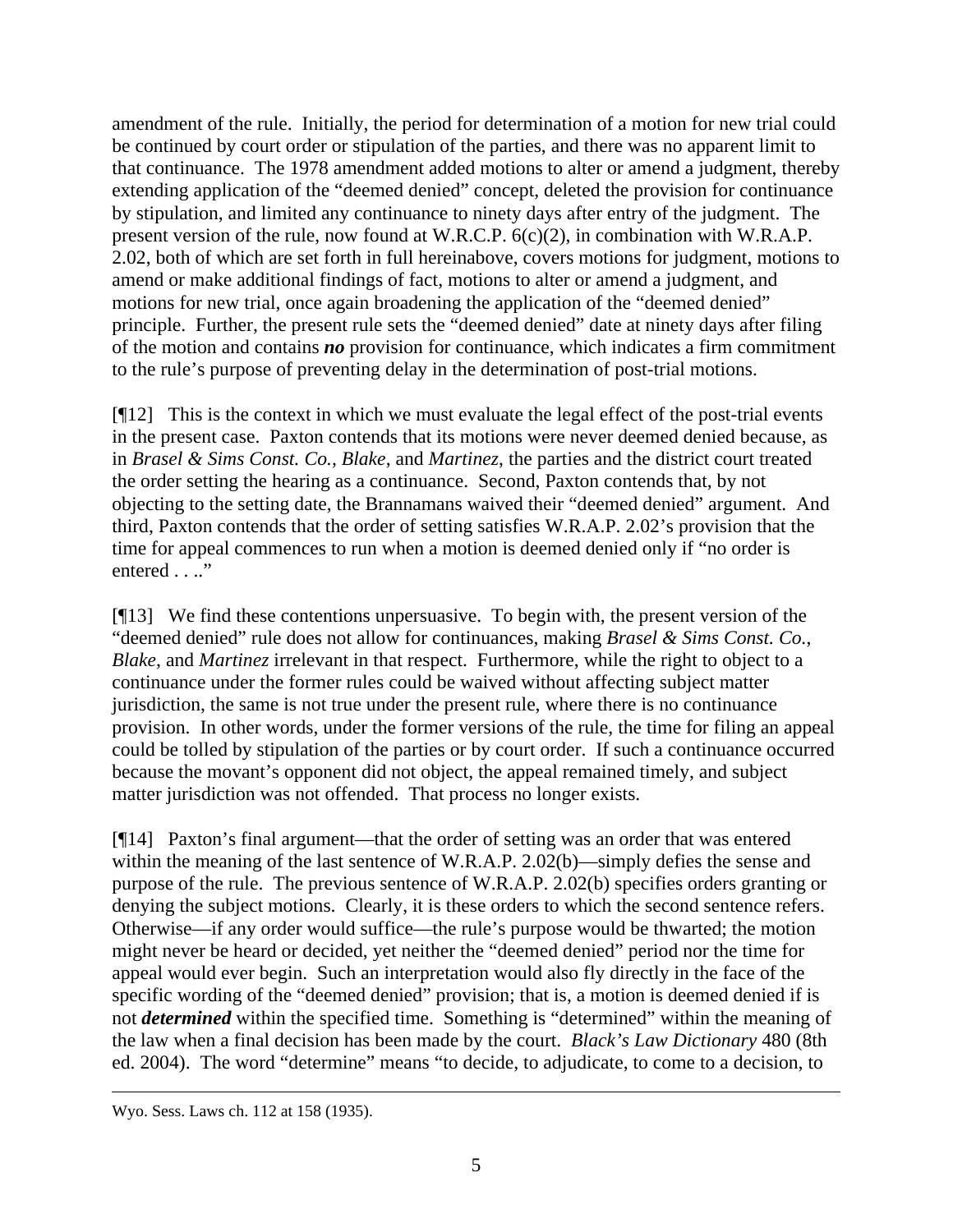amendment of the rule. Initially, the period for determination of a motion for new trial could be continued by court order or stipulation of the parties, and there was no apparent limit to that continuance. The 1978 amendment added motions to alter or amend a judgment, thereby extending application of the "deemed denied" concept, deleted the provision for continuance by stipulation, and limited any continuance to ninety days after entry of the judgment. The present version of the rule, now found at W.R.C.P. 6(c)(2), in combination with W.R.A.P. 2.02, both of which are set forth in full hereinabove, covers motions for judgment, motions to amend or make additional findings of fact, motions to alter or amend a judgment, and motions for new trial, once again broadening the application of the "deemed denied" principle. Further, the present rule sets the "deemed denied" date at ninety days after filing of the motion and contains ***no*** provision for continuance, which indicates a firm commitment to the rule's purpose of preventing delay in the determination of post-trial motions.

[¶12] This is the context in which we must evaluate the legal effect of the post-trial events in the present case. Paxton contends that its motions were never deemed denied because, as in *Brasel & Sims Const. Co.*, *Blake*, and *Martinez*, the parties and the district court treated the order setting the hearing as a continuance. Second, Paxton contends that, by not objecting to the setting date, the Brannamans waived their "deemed denied" argument. And third, Paxton contends that the order of setting satisfies W.R.A.P. 2.02's provision that the time for appeal commences to run when a motion is deemed denied only if "no order is entered . . .."

[¶13] We find these contentions unpersuasive. To begin with, the present version of the "deemed denied" rule does not allow for continuances, making *Brasel & Sims Const. Co.*, *Blake*, and *Martinez* irrelevant in that respect. Furthermore, while the right to object to a continuance under the former rules could be waived without affecting subject matter jurisdiction, the same is not true under the present rule, where there is no continuance provision. In other words, under the former versions of the rule, the time for filing an appeal could be tolled by stipulation of the parties or by court order. If such a continuance occurred because the movant's opponent did not object, the appeal remained timely, and subject matter jurisdiction was not offended. That process no longer exists.

[¶14] Paxton's final argument—that the order of setting was an order that was entered within the meaning of the last sentence of W.R.A.P. 2.02(b)—simply defies the sense and purpose of the rule. The previous sentence of W.R.A.P. 2.02(b) specifies orders granting or denying the subject motions. Clearly, it is these orders to which the second sentence refers. Otherwise—if any order would suffice—the rule's purpose would be thwarted; the motion might never be heard or decided, yet neither the "deemed denied" period nor the time for appeal would ever begin. Such an interpretation would also fly directly in the face of the specific wording of the "deemed denied" provision; that is, a motion is deemed denied if is not ***determined*** within the specified time. Something is "determined" within the meaning of the law when a final decision has been made by the court. *Black's Law Dictionary* 480 (8th ed. 2004). The word "determine" means "to decide, to adjudicate, to come to a decision, to

---

Wyo. Sess. Laws ch. 112 at 158 (1935).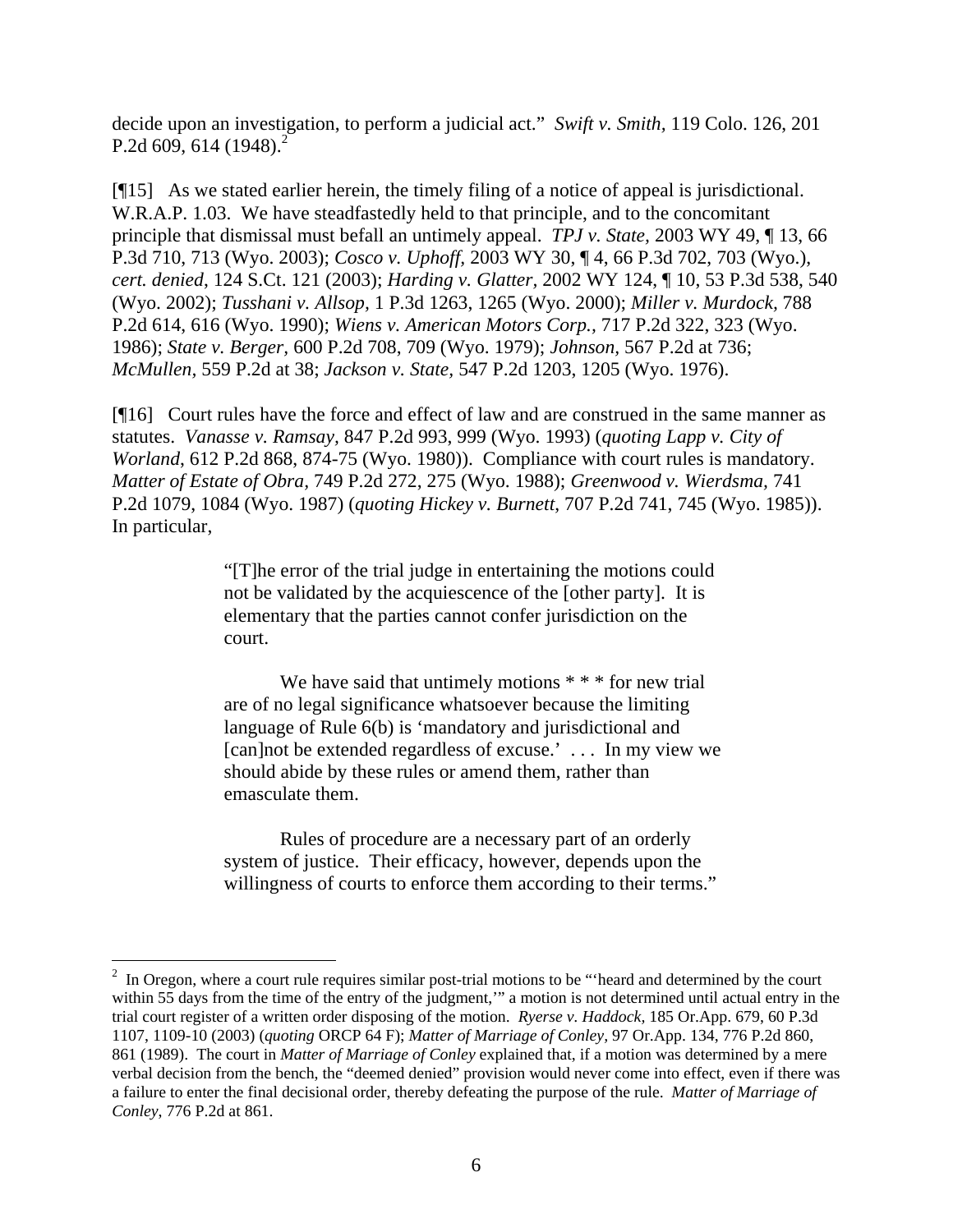decide upon an investigation, to perform a judicial act." *Swift v. Smith,* 119 Colo. 126, 201 P.2d 609, 614 (1948).[2]

[¶15] As we stated earlier herein, the timely filing of a notice of appeal is jurisdictional. W.R.A.P. 1.03. We have steadfastedly held to that principle, and to the concomitant principle that dismissal must befall an untimely appeal. *TPJ v. State*, 2003 WY 49, ¶ 13, 66 P.3d 710, 713 (Wyo. 2003); *Cosco v. Uphoff,* 2003 WY 30, ¶ 4, 66 P.3d 702, 703 (Wyo.), *cert. denied*, 124 S.Ct. 121 (2003); *Harding v. Glatter,* 2002 WY 124, ¶ 10, 53 P.3d 538, 540 (Wyo. 2002); *Tusshani v. Allsop,* 1 P.3d 1263, 1265 (Wyo. 2000); *Miller v. Murdock,* 788 P.2d 614, 616 (Wyo. 1990); *Wiens v. American Motors Corp.,* 717 P.2d 322, 323 (Wyo. 1986); *State v. Berger,* 600 P.2d 708, 709 (Wyo. 1979); *Johnson,* 567 P.2d at 736; *McMullen,* 559 P.2d at 38; *Jackson v. State*, 547 P.2d 1203, 1205 (Wyo. 1976).

[¶16] Court rules have the force and effect of law and are construed in the same manner as statutes. *Vanasse v. Ramsay*, 847 P.2d 993, 999 (Wyo. 1993) (*quoting Lapp v. City of Worland*, 612 P.2d 868, 874-75 (Wyo. 1980)). Compliance with court rules is mandatory. *Matter of Estate of Obra,* 749 P.2d 272, 275 (Wyo. 1988); *Greenwood v. Wierdsma,* 741 P.2d 1079, 1084 (Wyo. 1987) (*quoting Hickey v. Burnett*, 707 P.2d 741, 745 (Wyo. 1985)). In particular,

> "[T]he error of the trial judge in entertaining the motions could not be validated by the acquiescence of the [other party]. It is elementary that the parties cannot confer jurisdiction on the court.
>
> We have said that untimely motions * * * for new trial are of no legal significance whatsoever because the limiting language of Rule 6(b) is 'mandatory and jurisdictional and [can]not be extended regardless of excuse.' . . . In my view we should abide by these rules or amend them, rather than emasculate them.
>
> Rules of procedure are a necessary part of an orderly system of justice. Their efficacy, however, depends upon the willingness of courts to enforce them according to their terms."

---

[2] In Oregon, where a court rule requires similar post-trial motions to be "'heard and determined by the court within 55 days from the time of the entry of the judgment,'" a motion is not determined until actual entry in the trial court register of a written order disposing of the motion. *Ryerse v. Haddock*, 185 Or.App. 679, 60 P.3d 1107, 1109-10 (2003) (*quoting* ORCP 64 F); *Matter of Marriage of Conley*, 97 Or.App. 134, 776 P.2d 860, 861 (1989). The court in *Matter of Marriage of Conley* explained that, if a motion was determined by a mere verbal decision from the bench, the "deemed denied" provision would never come into effect, even if there was a failure to enter the final decisional order, thereby defeating the purpose of the rule. *Matter of Marriage of Conley*, 776 P.2d at 861.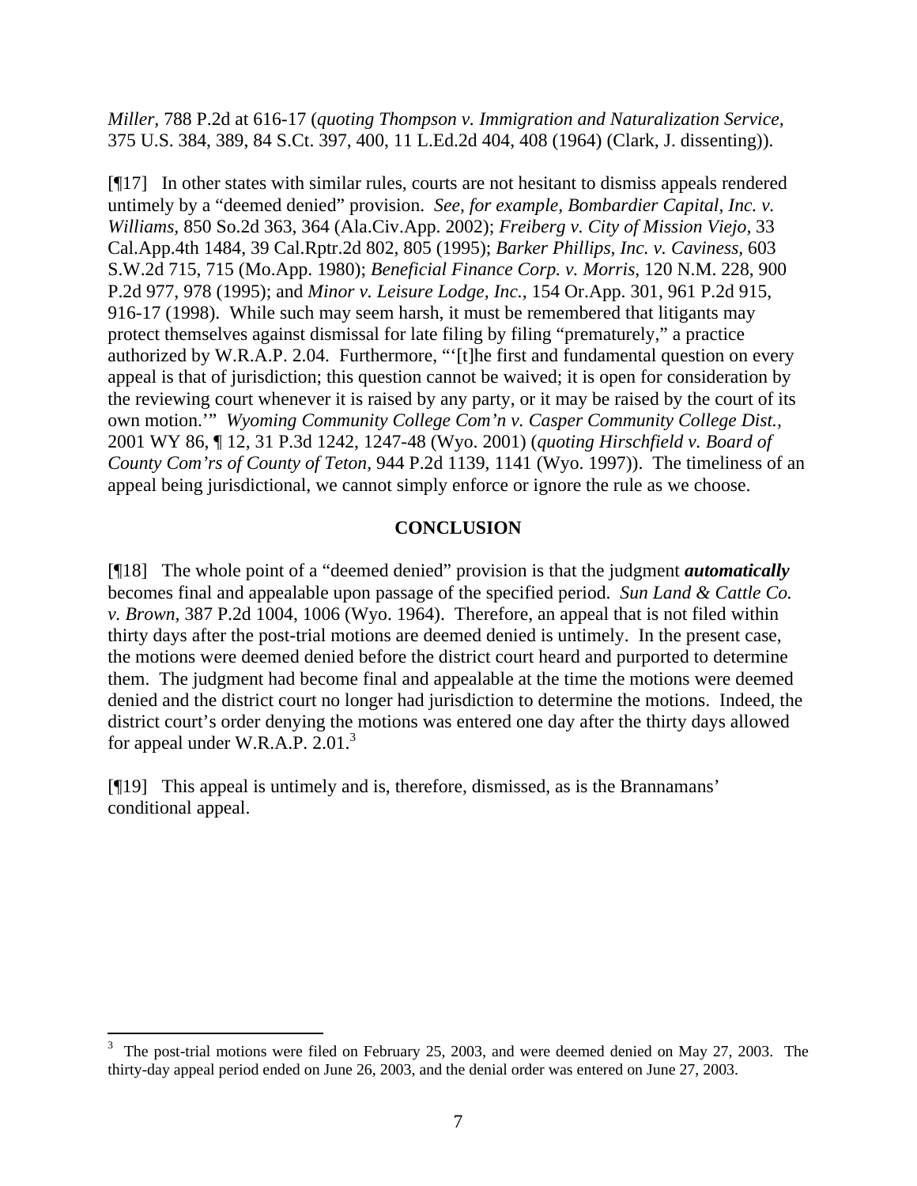*Miller*, 788 P.2d at 616-17 (*quoting Thompson v. Immigration and Naturalization Service,* 375 U.S. 384, 389, 84 S.Ct. 397, 400, 11 L.Ed.2d 404, 408 (1964) (Clark, J. dissenting)).

[¶17] In other states with similar rules, courts are not hesitant to dismiss appeals rendered untimely by a "deemed denied" provision. *See, for example, Bombardier Capital, Inc. v. Williams*, 850 So.2d 363, 364 (Ala.Civ.App. 2002); *Freiberg v. City of Mission Viejo,* 33 Cal.App.4th 1484, 39 Cal.Rptr.2d 802, 805 (1995); *Barker Phillips, Inc. v. Caviness*, 603 S.W.2d 715, 715 (Mo.App. 1980); *Beneficial Finance Corp. v. Morris*, 120 N.M. 228, 900 P.2d 977, 978 (1995); and *Minor v. Leisure Lodge, Inc.,* 154 Or.App. 301, 961 P.2d 915, 916-17 (1998). While such may seem harsh, it must be remembered that litigants may protect themselves against dismissal for late filing by filing "prematurely," a practice authorized by W.R.A.P. 2.04. Furthermore, "'[t]he first and fundamental question on every appeal is that of jurisdiction; this question cannot be waived; it is open for consideration by the reviewing court whenever it is raised by any party, or it may be raised by the court of its own motion.'" *Wyoming Community College Com'n v. Casper Community College Dist.*, 2001 WY 86, ¶ 12, 31 P.3d 1242, 1247-48 (Wyo. 2001) (*quoting Hirschfield v. Board of County Com'rs of County of Teton,* 944 P.2d 1139, 1141 (Wyo. 1997)). The timeliness of an appeal being jurisdictional, we cannot simply enforce or ignore the rule as we choose.

## CONCLUSION

[¶18] The whole point of a "deemed denied" provision is that the judgment ***automatically*** becomes final and appealable upon passage of the specified period. *Sun Land & Cattle Co. v. Brown,* 387 P.2d 1004, 1006 (Wyo. 1964). Therefore, an appeal that is not filed within thirty days after the post-trial motions are deemed denied is untimely. In the present case, the motions were deemed denied before the district court heard and purported to determine them. The judgment had become final and appealable at the time the motions were deemed denied and the district court no longer had jurisdiction to determine the motions. Indeed, the district court's order denying the motions was entered one day after the thirty days allowed for appeal under W.R.A.P. 2.01.[3]

[¶19] This appeal is untimely and is, therefore, dismissed, as is the Brannamans' conditional appeal.

[3] The post-trial motions were filed on February 25, 2003, and were deemed denied on May 27, 2003. The thirty-day appeal period ended on June 26, 2003, and the denial order was entered on June 27, 2003.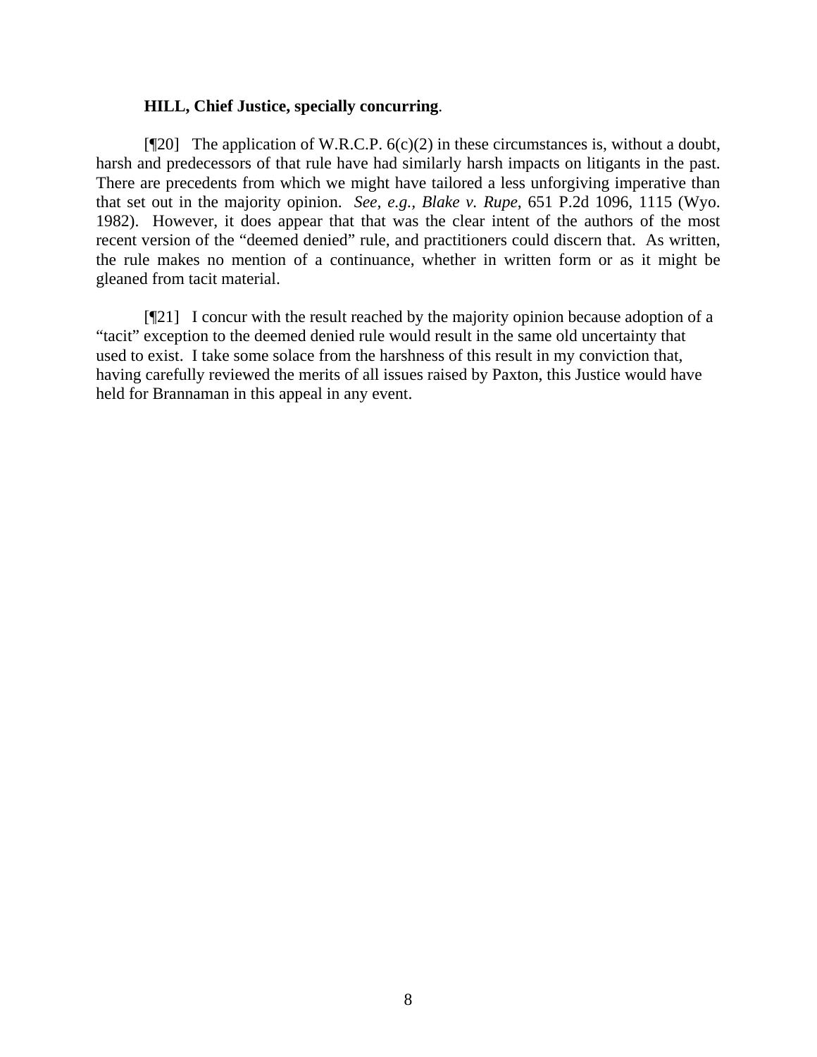**HILL, Chief Justice, specially concurring**.

[¶20] The application of W.R.C.P. 6(c)(2) in these circumstances is, without a doubt, harsh and predecessors of that rule have had similarly harsh impacts on litigants in the past. There are precedents from which we might have tailored a less unforgiving imperative than that set out in the majority opinion. *See, e.g., Blake v. Rupe*, 651 P.2d 1096, 1115 (Wyo. 1982). However, it does appear that that was the clear intent of the authors of the most recent version of the "deemed denied" rule, and practitioners could discern that. As written, the rule makes no mention of a continuance, whether in written form or as it might be gleaned from tacit material.

[¶21] I concur with the result reached by the majority opinion because adoption of a "tacit" exception to the deemed denied rule would result in the same old uncertainty that used to exist. I take some solace from the harshness of this result in my conviction that, having carefully reviewed the merits of all issues raised by Paxton, this Justice would have held for Brannaman in this appeal in any event.